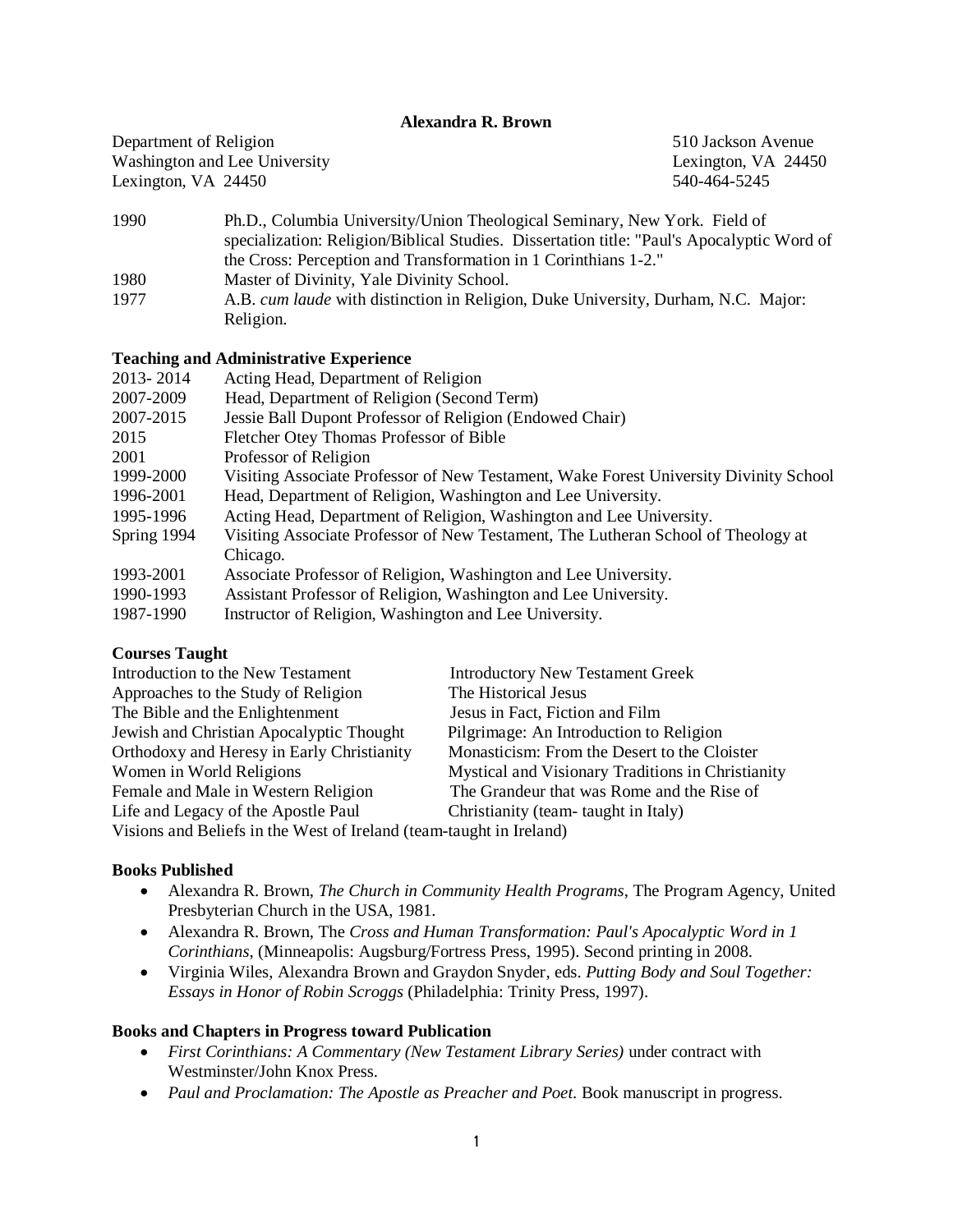**Alexandra R. Brown**

Department of Religion
Washington and Lee University
Lexington, VA 24450

510 Jackson Avenue
Lexington, VA 24450
540-464-5245

| | |
|---|---|
| 1990 | Ph.D., Columbia University/Union Theological Seminary, New York. Field of specialization: Religion/Biblical Studies. Dissertation title: "Paul's Apocalyptic Word of the Cross: Perception and Transformation in 1 Corinthians 1-2." |
| 1980 | Master of Divinity, Yale Divinity School. |
| 1977 | A.B. *cum laude* with distinction in Religion, Duke University, Durham, N.C. Major: Religion. |

### Teaching and Administrative Experience

| | |
|---|---|
| 2013- 2014 | Acting Head, Department of Religion |
| 2007-2009 | Head, Department of Religion (Second Term) |
| 2007-2015 | Jessie Ball Dupont Professor of Religion (Endowed Chair) |
| 2015 | Fletcher Otey Thomas Professor of Bible |
| 2001 | Professor of Religion |
| 1999-2000 | Visiting Associate Professor of New Testament, Wake Forest University Divinity School |
| 1996-2001 | Head, Department of Religion, Washington and Lee University. |
| 1995-1996 | Acting Head, Department of Religion, Washington and Lee University. |
| Spring 1994 | Visiting Associate Professor of New Testament, The Lutheran School of Theology at Chicago. |
| 1993-2001 | Associate Professor of Religion, Washington and Lee University. |
| 1990-1993 | Assistant Professor of Religion, Washington and Lee University. |
| 1987-1990 | Instructor of Religion, Washington and Lee University. |

### Courses Taught

- Introduction to the New Testament
- Approaches to the Study of Religion
- The Bible and the Enlightenment
- Jewish and Christian Apocalyptic Thought
- Orthodoxy and Heresy in Early Christianity
- Women in World Religions
- Female and Male in Western Religion
- Life and Legacy of the Apostle Paul
- Introductory New Testament Greek
- The Historical Jesus
- Jesus in Fact, Fiction and Film
- Pilgrimage: An Introduction to Religion
- Monasticism: From the Desert to the Cloister
- Mystical and Visionary Traditions in Christianity
- The Grandeur that was Rome and the Rise of Christianity (team- taught in Italy)
- Visions and Beliefs in the West of Ireland (team-taught in Ireland)

### Books Published

- Alexandra R. Brown, *The Church in Community Health Programs*, The Program Agency, United Presbyterian Church in the USA, 1981.
- Alexandra R. Brown, The *Cross and Human Transformation: Paul's Apocalyptic Word in 1 Corinthians*, (Minneapolis: Augsburg/Fortress Press, 1995). Second printing in 2008.
- Virginia Wiles, Alexandra Brown and Graydon Snyder, eds. *Putting Body and Soul Together: Essays in Honor of Robin Scroggs* (Philadelphia: Trinity Press, 1997).

### Books and Chapters in Progress toward Publication

- *First Corinthians: A Commentary (New Testament Library Series)* under contract with Westminster/John Knox Press.
- *Paul and Proclamation: The Apostle as Preacher and Poet.* Book manuscript in progress.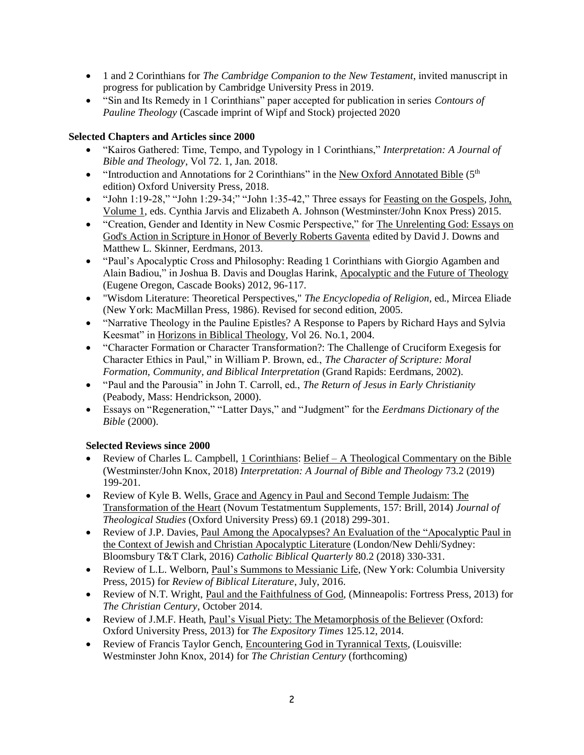- 1 and 2 Corinthians for *The Cambridge Companion to the New Testament*, invited manuscript in progress for publication by Cambridge University Press in 2019.
- "Sin and Its Remedy in 1 Corinthians" paper accepted for publication in series *Contours of Pauline Theology* (Cascade imprint of Wipf and Stock) projected 2020

**Selected Chapters and Articles since 2000**

- "Kairos Gathered: Time, Tempo, and Typology in 1 Corinthians," *Interpretation: A Journal of Bible and Theology*, Vol 72. 1, Jan. 2018.
- "Introduction and Annotations for 2 Corinthians" in the New Oxford Annotated Bible (5th edition) Oxford University Press, 2018.
- "John 1:19-28," "John 1:29-34;" "John 1:35-42," Three essays for Feasting on the Gospels, John, Volume 1, eds. Cynthia Jarvis and Elizabeth A. Johnson (Westminster/John Knox Press) 2015.
- "Creation, Gender and Identity in New Cosmic Perspective," for The Unrelenting God: Essays on God's Action in Scripture in Honor of Beverly Roberts Gaventa edited by David J. Downs and Matthew L. Skinner, Eerdmans, 2013.
- "Paul's Apocalyptic Cross and Philosophy: Reading 1 Corinthians with Giorgio Agamben and Alain Badiou," in Joshua B. Davis and Douglas Harink, Apocalyptic and the Future of Theology (Eugene Oregon, Cascade Books) 2012, 96-117.
- "Wisdom Literature: Theoretical Perspectives," *The Encyclopedia of Religion*, ed., Mircea Eliade (New York: MacMillan Press, 1986). Revised for second edition, 2005.
- "Narrative Theology in the Pauline Epistles? A Response to Papers by Richard Hays and Sylvia Keesmat" in Horizons in Biblical Theology, Vol 26. No.1, 2004.
- "Character Formation or Character Transformation?: The Challenge of Cruciform Exegesis for Character Ethics in Paul," in William P. Brown, ed., *The Character of Scripture: Moral Formation, Community, and Biblical Interpretation* (Grand Rapids: Eerdmans, 2002).
- "Paul and the Parousia" in John T. Carroll, ed., *The Return of Jesus in Early Christianity* (Peabody, Mass: Hendrickson, 2000).
- Essays on "Regeneration," "Latter Days," and "Judgment" for the *Eerdmans Dictionary of the Bible* (2000).

**Selected Reviews since 2000**

- Review of Charles L. Campbell, 1 Corinthians: Belief – A Theological Commentary on the Bible (Westminster/John Knox, 2018) *Interpretation: A Journal of Bible and Theology* 73.2 (2019) 199-201.
- Review of Kyle B. Wells, Grace and Agency in Paul and Second Temple Judaism: The Transformation of the Heart (Novum Testamentum Supplements, 157: Brill, 2014) *Journal of Theological Studies* (Oxford University Press) 69.1 (2018) 299-301.
- Review of J.P. Davies, Paul Among the Apocalypses? An Evaluation of the "Apocalyptic Paul in the Context of Jewish and Christian Apocalyptic Literature (London/New Dehli/Sydney: Bloomsbury T&T Clark, 2016) *Catholic Biblical Quarterly* 80.2 (2018) 330-331.
- Review of L.L. Welborn, Paul's Summons to Messianic Life, (New York: Columbia University Press, 2015) for *Review of Biblical Literature*, July, 2016.
- Review of N.T. Wright, Paul and the Faithfulness of God, (Minneapolis: Fortress Press, 2013) for *The Christian Century*, October 2014.
- Review of J.M.F. Heath, Paul's Visual Piety: The Metamorphosis of the Believer (Oxford: Oxford University Press, 2013) for *The Expository Times* 125.12, 2014.
- Review of Francis Taylor Gench, Encountering God in Tyrannical Texts, (Louisville: Westminster John Knox, 2014) for *The Christian Century* (forthcoming)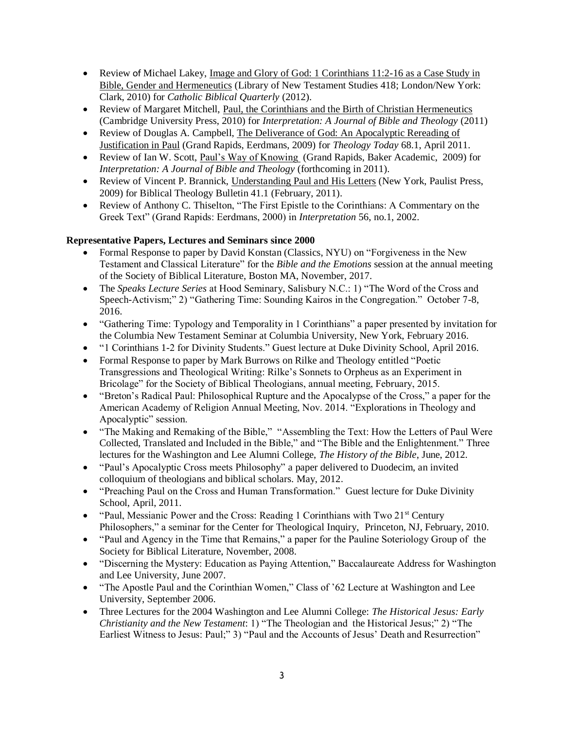- Review of Michael Lakey, Image and Glory of God: 1 Corinthians 11:2-16 as a Case Study in Bible, Gender and Hermeneutics (Library of New Testament Studies 418; London/New York: Clark, 2010) for *Catholic Biblical Quarterly* (2012).
- Review of Margaret Mitchell, Paul, the Corinthians and the Birth of Christian Hermeneutics (Cambridge University Press, 2010) for *Interpretation: A Journal of Bible and Theology* (2011)
- Review of Douglas A. Campbell, The Deliverance of God: An Apocalyptic Rereading of Justification in Paul (Grand Rapids, Eerdmans, 2009) for *Theology Today* 68.1, April 2011.
- Review of Ian W. Scott, Paul's Way of Knowing (Grand Rapids, Baker Academic, 2009) for *Interpretation: A Journal of Bible and Theology* (forthcoming in 2011).
- Review of Vincent P. Brannick, Understanding Paul and His Letters (New York, Paulist Press, 2009) for Biblical Theology Bulletin 41.1 (February, 2011).
- Review of Anthony C. Thiselton, "The First Epistle to the Corinthians: A Commentary on the Greek Text" (Grand Rapids: Eerdmans, 2000) in *Interpretation* 56, no.1, 2002.

**Representative Papers, Lectures and Seminars since 2000**

- Formal Response to paper by David Konstan (Classics, NYU) on "Forgiveness in the New Testament and Classical Literature" for the *Bible and the Emotions* session at the annual meeting of the Society of Biblical Literature, Boston MA, November, 2017.
- The *Speaks Lecture Series* at Hood Seminary, Salisbury N.C.: 1) "The Word of the Cross and Speech-Activism;" 2) "Gathering Time: Sounding Kairos in the Congregation." October 7-8, 2016.
- "Gathering Time: Typology and Temporality in 1 Corinthians" a paper presented by invitation for the Columbia New Testament Seminar at Columbia University, New York, February 2016.
- "1 Corinthians 1-2 for Divinity Students." Guest lecture at Duke Divinity School, April 2016.
- Formal Response to paper by Mark Burrows on Rilke and Theology entitled "Poetic Transgressions and Theological Writing: Rilke's Sonnets to Orpheus as an Experiment in Bricolage" for the Society of Biblical Theologians, annual meeting, February, 2015.
- "Breton's Radical Paul: Philosophical Rupture and the Apocalypse of the Cross," a paper for the American Academy of Religion Annual Meeting, Nov. 2014. "Explorations in Theology and Apocalyptic" session.
- "The Making and Remaking of the Bible," "Assembling the Text: How the Letters of Paul Were Collected, Translated and Included in the Bible," and "The Bible and the Enlightenment." Three lectures for the Washington and Lee Alumni College, *The History of the Bible*, June, 2012.
- "Paul's Apocalyptic Cross meets Philosophy" a paper delivered to Duodecim, an invited colloquium of theologians and biblical scholars. May, 2012.
- "Preaching Paul on the Cross and Human Transformation." Guest lecture for Duke Divinity School, April, 2011.
- "Paul, Messianic Power and the Cross: Reading 1 Corinthians with Two 21st Century Philosophers," a seminar for the Center for Theological Inquiry, Princeton, NJ, February, 2010.
- "Paul and Agency in the Time that Remains," a paper for the Pauline Soteriology Group of the Society for Biblical Literature, November, 2008.
- "Discerning the Mystery: Education as Paying Attention," Baccalaureate Address for Washington and Lee University, June 2007.
- "The Apostle Paul and the Corinthian Women," Class of '62 Lecture at Washington and Lee University, September 2006.
- Three Lectures for the 2004 Washington and Lee Alumni College: *The Historical Jesus: Early Christianity and the New Testament*: 1) "The Theologian and the Historical Jesus;" 2) "The Earliest Witness to Jesus: Paul;" 3) "Paul and the Accounts of Jesus' Death and Resurrection"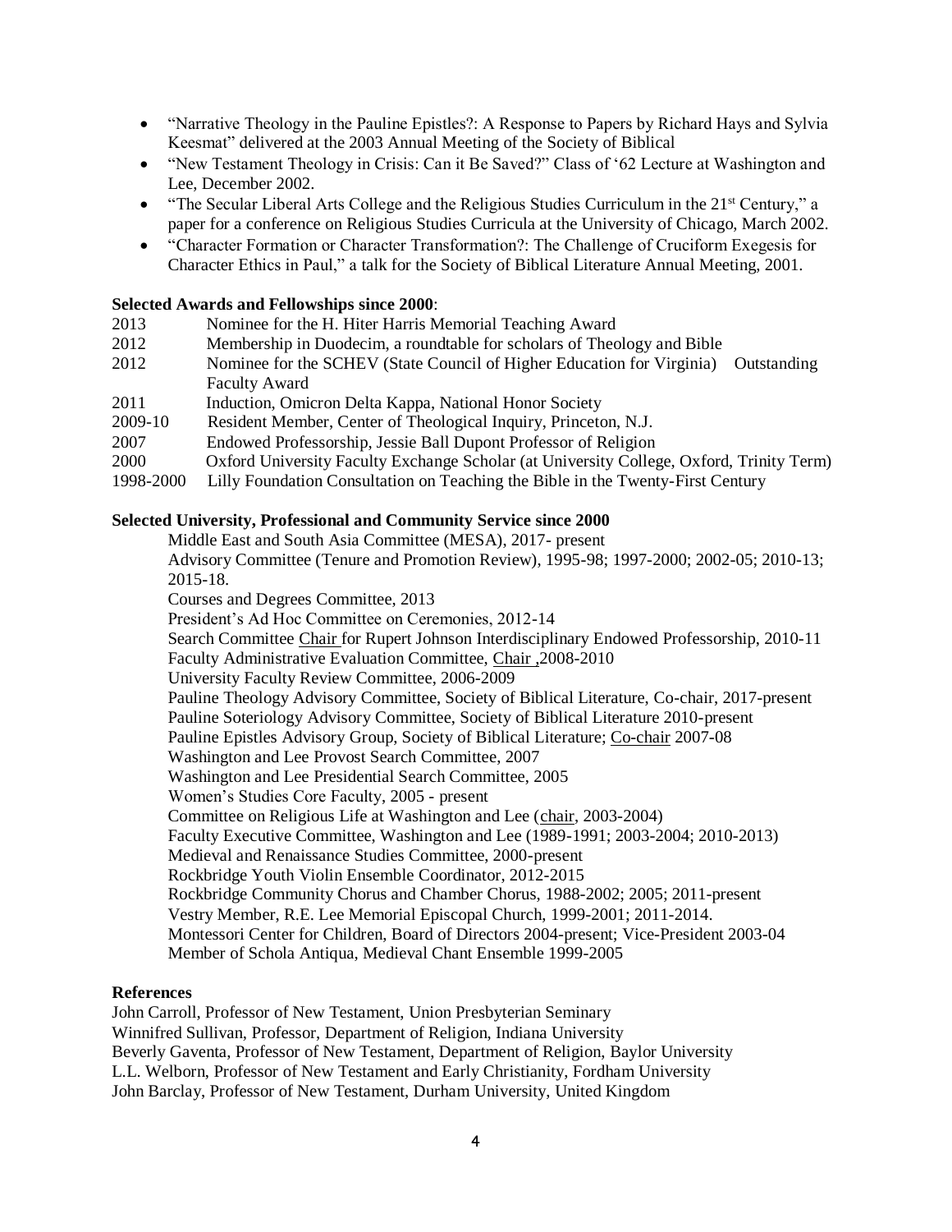- "Narrative Theology in the Pauline Epistles?: A Response to Papers by Richard Hays and Sylvia Keesmat" delivered at the 2003 Annual Meeting of the Society of Biblical
- "New Testament Theology in Crisis: Can it Be Saved?" Class of '62 Lecture at Washington and Lee, December 2002.
- "The Secular Liberal Arts College and the Religious Studies Curriculum in the 21st Century," a paper for a conference on Religious Studies Curricula at the University of Chicago, March 2002.
- "Character Formation or Character Transformation?: The Challenge of Cruciform Exegesis for Character Ethics in Paul," a talk for the Society of Biblical Literature Annual Meeting, 2001.

**Selected Awards and Fellowships since 2000**:

| | |
|---|---|
| 2013 | Nominee for the H. Hiter Harris Memorial Teaching Award |
| 2012 | Membership in Duodecim, a roundtable for scholars of Theology and Bible |
| 2012 | Nominee for the SCHEV (State Council of Higher Education for Virginia) Outstanding Faculty Award |
| 2011 | Induction, Omicron Delta Kappa, National Honor Society |
| 2009-10 | Resident Member, Center of Theological Inquiry, Princeton, N.J. |
| 2007 | Endowed Professorship, Jessie Ball Dupont Professor of Religion |
| 2000 | Oxford University Faculty Exchange Scholar (at University College, Oxford, Trinity Term) |
| 1998-2000 | Lilly Foundation Consultation on Teaching the Bible in the Twenty-First Century |

**Selected University, Professional and Community Service since 2000**

Middle East and South Asia Committee (MESA), 2017- present
Advisory Committee (Tenure and Promotion Review), 1995-98; 1997-2000; 2002-05; 2010-13; 2015-18.
Courses and Degrees Committee, 2013
President's Ad Hoc Committee on Ceremonies, 2012-14
Search Committee Chair for Rupert Johnson Interdisciplinary Endowed Professorship, 2010-11
Faculty Administrative Evaluation Committee, Chair ,2008-2010
University Faculty Review Committee, 2006-2009
Pauline Theology Advisory Committee, Society of Biblical Literature, Co-chair, 2017-present
Pauline Soteriology Advisory Committee, Society of Biblical Literature 2010-present
Pauline Epistles Advisory Group, Society of Biblical Literature; Co-chair 2007-08
Washington and Lee Provost Search Committee, 2007
Washington and Lee Presidential Search Committee, 2005
Women's Studies Core Faculty, 2005 - present
Committee on Religious Life at Washington and Lee (chair, 2003-2004)
Faculty Executive Committee, Washington and Lee (1989-1991; 2003-2004; 2010-2013)
Medieval and Renaissance Studies Committee, 2000-present
Rockbridge Youth Violin Ensemble Coordinator, 2012-2015
Rockbridge Community Chorus and Chamber Chorus, 1988-2002; 2005; 2011-present
Vestry Member, R.E. Lee Memorial Episcopal Church, 1999-2001; 2011-2014.
Montessori Center for Children, Board of Directors 2004-present; Vice-President 2003-04
Member of Schola Antiqua, Medieval Chant Ensemble 1999-2005

**References**

John Carroll, Professor of New Testament, Union Presbyterian Seminary
Winnifred Sullivan, Professor, Department of Religion, Indiana University
Beverly Gaventa, Professor of New Testament, Department of Religion, Baylor University
L.L. Welborn, Professor of New Testament and Early Christianity, Fordham University
John Barclay, Professor of New Testament, Durham University, United Kingdom